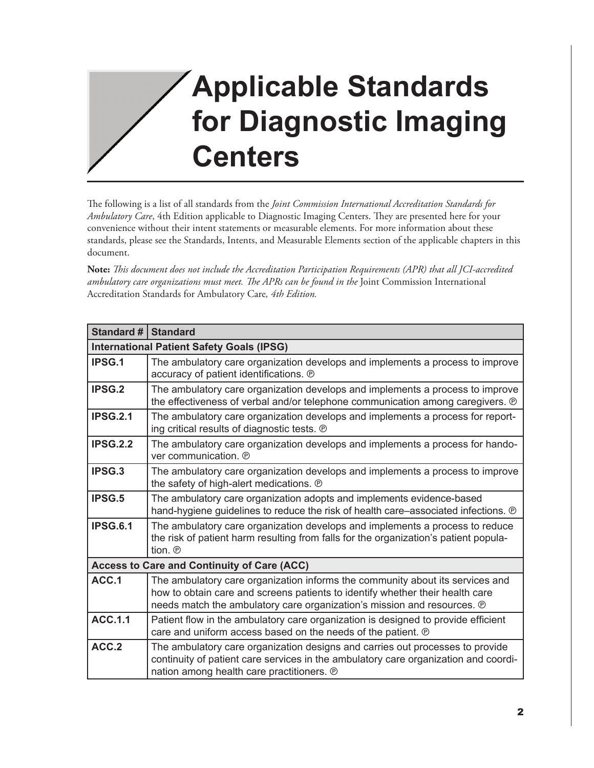# Applicable Standards for Diagnostic Imaging Centers

The following is a list of all standards from the *Joint Commission International Accreditation Standards for Ambulatory Care*, 4th Edition applicable to Diagnostic Imaging Centers. They are presented here for your convenience without their intent statements or measurable elements. For more information about these standards, please see the Standards, Intents, and Measurable Elements section of the applicable chapters in this document.

**Note:** *This document does not include the Accreditation Participation Requirements (APR) that all JCI-accredited ambulatory care organizations must meet. The APRs can be found in the* Joint Commission International Accreditation Standards for Ambulatory Care*, 4th Edition.*

| Standard # | Standard |
|---|---|
| **International Patient Safety Goals (IPSG)** | |
| **IPSG.1** | The ambulatory care organization develops and implements a process to improve accuracy of patient identifications. ℗ |
| **IPSG.2** | The ambulatory care organization develops and implements a process to improve the effectiveness of verbal and/or telephone communication among caregivers. ℗ |
| **IPSG.2.1** | The ambulatory care organization develops and implements a process for reporting critical results of diagnostic tests. ℗ |
| **IPSG.2.2** | The ambulatory care organization develops and implements a process for handover communication. ℗ |
| **IPSG.3** | The ambulatory care organization develops and implements a process to improve the safety of high-alert medications. ℗ |
| **IPSG.5** | The ambulatory care organization adopts and implements evidence-based hand-hygiene guidelines to reduce the risk of health care–associated infections. ℗ |
| **IPSG.6.1** | The ambulatory care organization develops and implements a process to reduce the risk of patient harm resulting from falls for the organization's patient population. ℗ |
| **Access to Care and Continuity of Care (ACC)** | |
| **ACC.1** | The ambulatory care organization informs the community about its services and how to obtain care and screens patients to identify whether their health care needs match the ambulatory care organization's mission and resources. ℗ |
| **ACC.1.1** | Patient flow in the ambulatory care organization is designed to provide efficient care and uniform access based on the needs of the patient. ℗ |
| **ACC.2** | The ambulatory care organization designs and carries out processes to provide continuity of patient care services in the ambulatory care organization and coordination among health care practitioners. ℗ |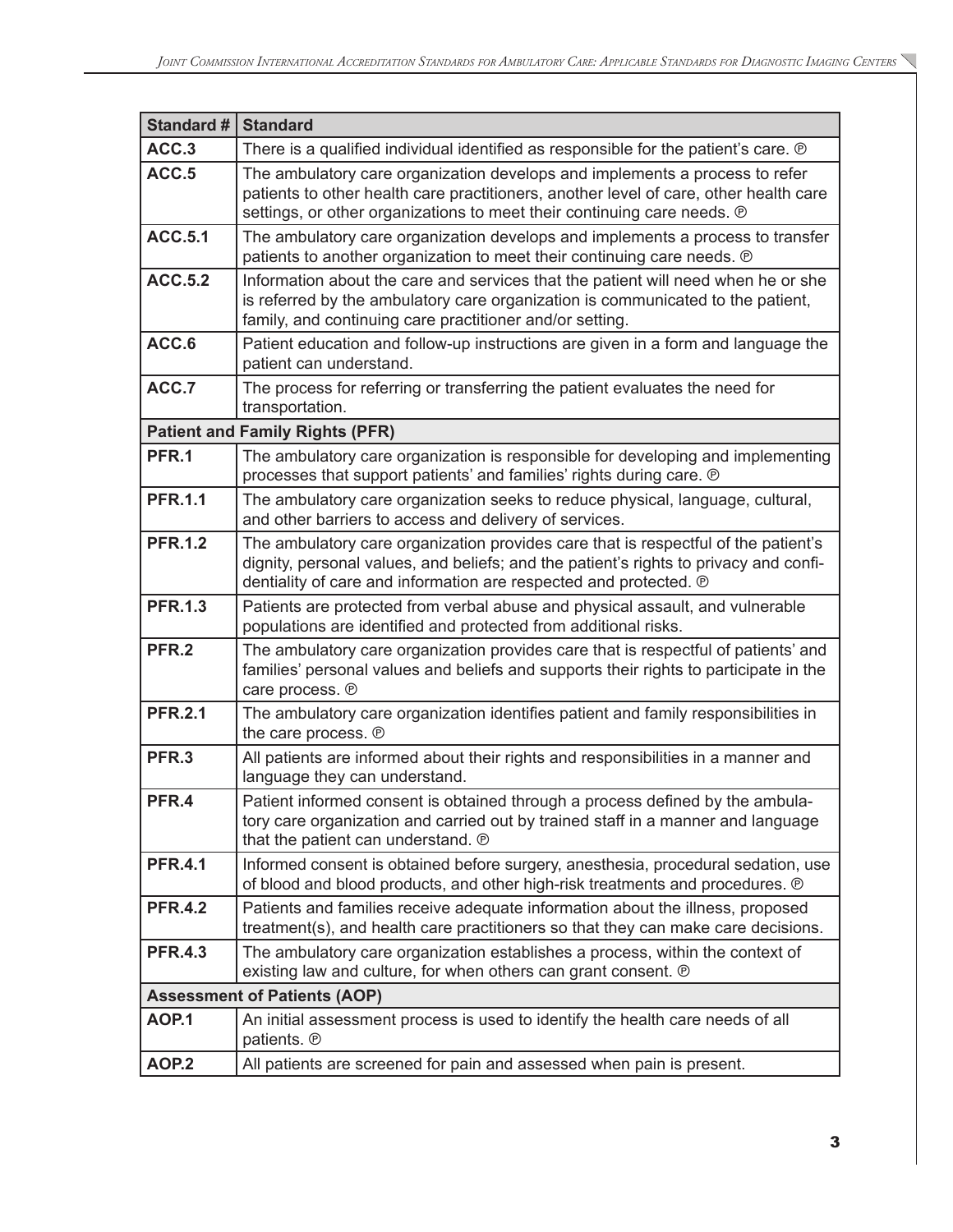| Standard # | Standard |
|---|---|
| ACC.3 | There is a qualified individual identified as responsible for the patient's care. ℗ |
| ACC.5 | The ambulatory care organization develops and implements a process to refer patients to other health care practitioners, another level of care, other health care settings, or other organizations to meet their continuing care needs. ℗ |
| ACC.5.1 | The ambulatory care organization develops and implements a process to transfer patients to another organization to meet their continuing care needs. ℗ |
| ACC.5.2 | Information about the care and services that the patient will need when he or she is referred by the ambulatory care organization is communicated to the patient, family, and continuing care practitioner and/or setting. |
| ACC.6 | Patient education and follow-up instructions are given in a form and language the patient can understand. |
| ACC.7 | The process for referring or transferring the patient evaluates the need for transportation. |
| **Patient and Family Rights (PFR)** | |
| PFR.1 | The ambulatory care organization is responsible for developing and implementing processes that support patients' and families' rights during care. ℗ |
| PFR.1.1 | The ambulatory care organization seeks to reduce physical, language, cultural, and other barriers to access and delivery of services. |
| PFR.1.2 | The ambulatory care organization provides care that is respectful of the patient's dignity, personal values, and beliefs; and the patient's rights to privacy and confidentiality of care and information are respected and protected. ℗ |
| PFR.1.3 | Patients are protected from verbal abuse and physical assault, and vulnerable populations are identified and protected from additional risks. |
| PFR.2 | The ambulatory care organization provides care that is respectful of patients' and families' personal values and beliefs and supports their rights to participate in the care process. ℗ |
| PFR.2.1 | The ambulatory care organization identifies patient and family responsibilities in the care process. ℗ |
| PFR.3 | All patients are informed about their rights and responsibilities in a manner and language they can understand. |
| PFR.4 | Patient informed consent is obtained through a process defined by the ambulatory care organization and carried out by trained staff in a manner and language that the patient can understand. ℗ |
| PFR.4.1 | Informed consent is obtained before surgery, anesthesia, procedural sedation, use of blood and blood products, and other high-risk treatments and procedures. ℗ |
| PFR.4.2 | Patients and families receive adequate information about the illness, proposed treatment(s), and health care practitioners so that they can make care decisions. |
| PFR.4.3 | The ambulatory care organization establishes a process, within the context of existing law and culture, for when others can grant consent. ℗ |
| **Assessment of Patients (AOP)** | |
| AOP.1 | An initial assessment process is used to identify the health care needs of all patients. ℗ |
| AOP.2 | All patients are screened for pain and assessed when pain is present. |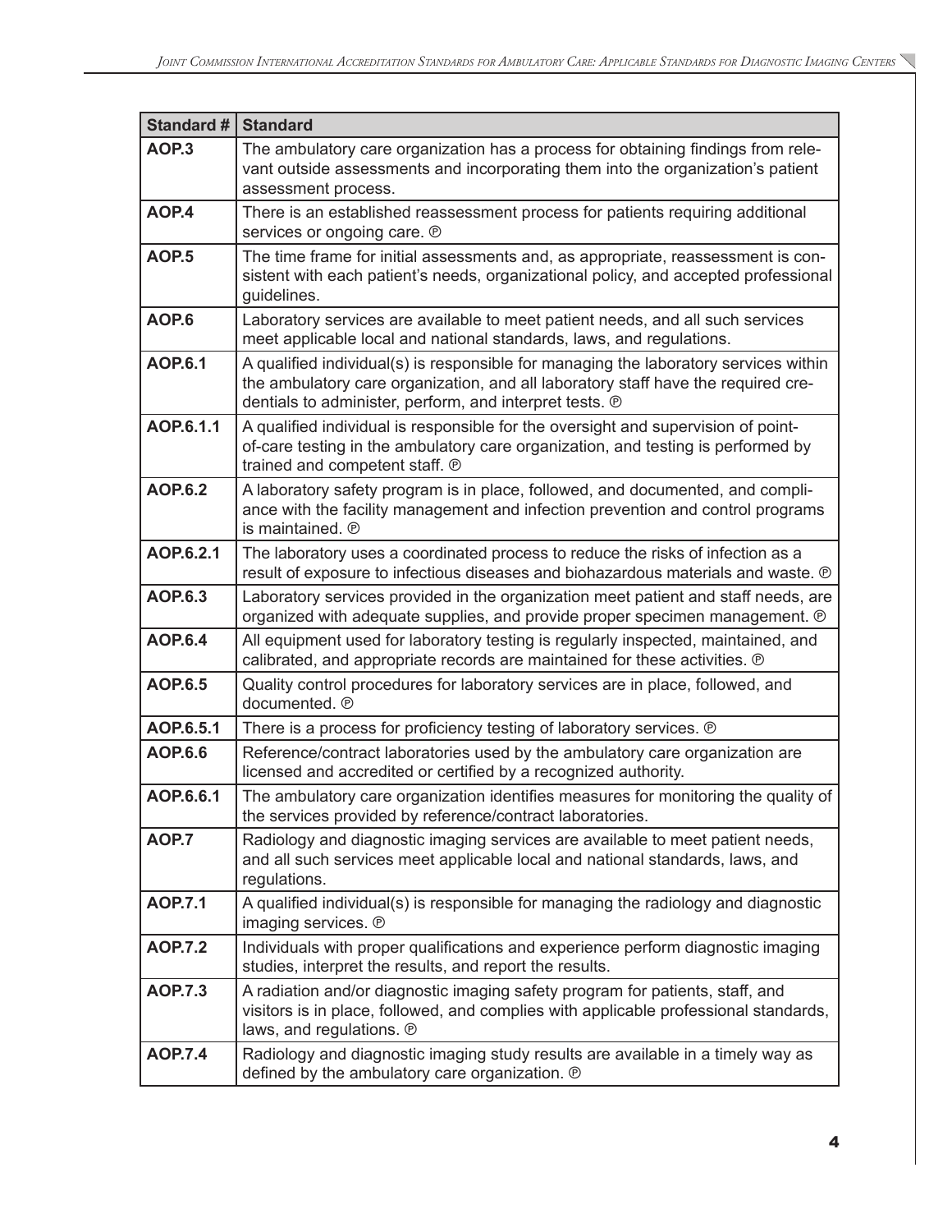| Standard # | Standard |
|---|---|
| AOP.3 | The ambulatory care organization has a process for obtaining findings from relevant outside assessments and incorporating them into the organization's patient assessment process. |
| AOP.4 | There is an established reassessment process for patients requiring additional services or ongoing care. ℗ |
| AOP.5 | The time frame for initial assessments and, as appropriate, reassessment is consistent with each patient's needs, organizational policy, and accepted professional guidelines. |
| AOP.6 | Laboratory services are available to meet patient needs, and all such services meet applicable local and national standards, laws, and regulations. |
| AOP.6.1 | A qualified individual(s) is responsible for managing the laboratory services within the ambulatory care organization, and all laboratory staff have the required credentials to administer, perform, and interpret tests. ℗ |
| AOP.6.1.1 | A qualified individual is responsible for the oversight and supervision of point-of-care testing in the ambulatory care organization, and testing is performed by trained and competent staff. ℗ |
| AOP.6.2 | A laboratory safety program is in place, followed, and documented, and compliance with the facility management and infection prevention and control programs is maintained. ℗ |
| AOP.6.2.1 | The laboratory uses a coordinated process to reduce the risks of infection as a result of exposure to infectious diseases and biohazardous materials and waste. ℗ |
| AOP.6.3 | Laboratory services provided in the organization meet patient and staff needs, are organized with adequate supplies, and provide proper specimen management. ℗ |
| AOP.6.4 | All equipment used for laboratory testing is regularly inspected, maintained, and calibrated, and appropriate records are maintained for these activities. ℗ |
| AOP.6.5 | Quality control procedures for laboratory services are in place, followed, and documented. ℗ |
| AOP.6.5.1 | There is a process for proficiency testing of laboratory services. ℗ |
| AOP.6.6 | Reference/contract laboratories used by the ambulatory care organization are licensed and accredited or certified by a recognized authority. |
| AOP.6.6.1 | The ambulatory care organization identifies measures for monitoring the quality of the services provided by reference/contract laboratories. |
| AOP.7 | Radiology and diagnostic imaging services are available to meet patient needs, and all such services meet applicable local and national standards, laws, and regulations. |
| AOP.7.1 | A qualified individual(s) is responsible for managing the radiology and diagnostic imaging services. ℗ |
| AOP.7.2 | Individuals with proper qualifications and experience perform diagnostic imaging studies, interpret the results, and report the results. |
| AOP.7.3 | A radiation and/or diagnostic imaging safety program for patients, staff, and visitors is in place, followed, and complies with applicable professional standards, laws, and regulations. ℗ |
| AOP.7.4 | Radiology and diagnostic imaging study results are available in a timely way as defined by the ambulatory care organization. ℗ |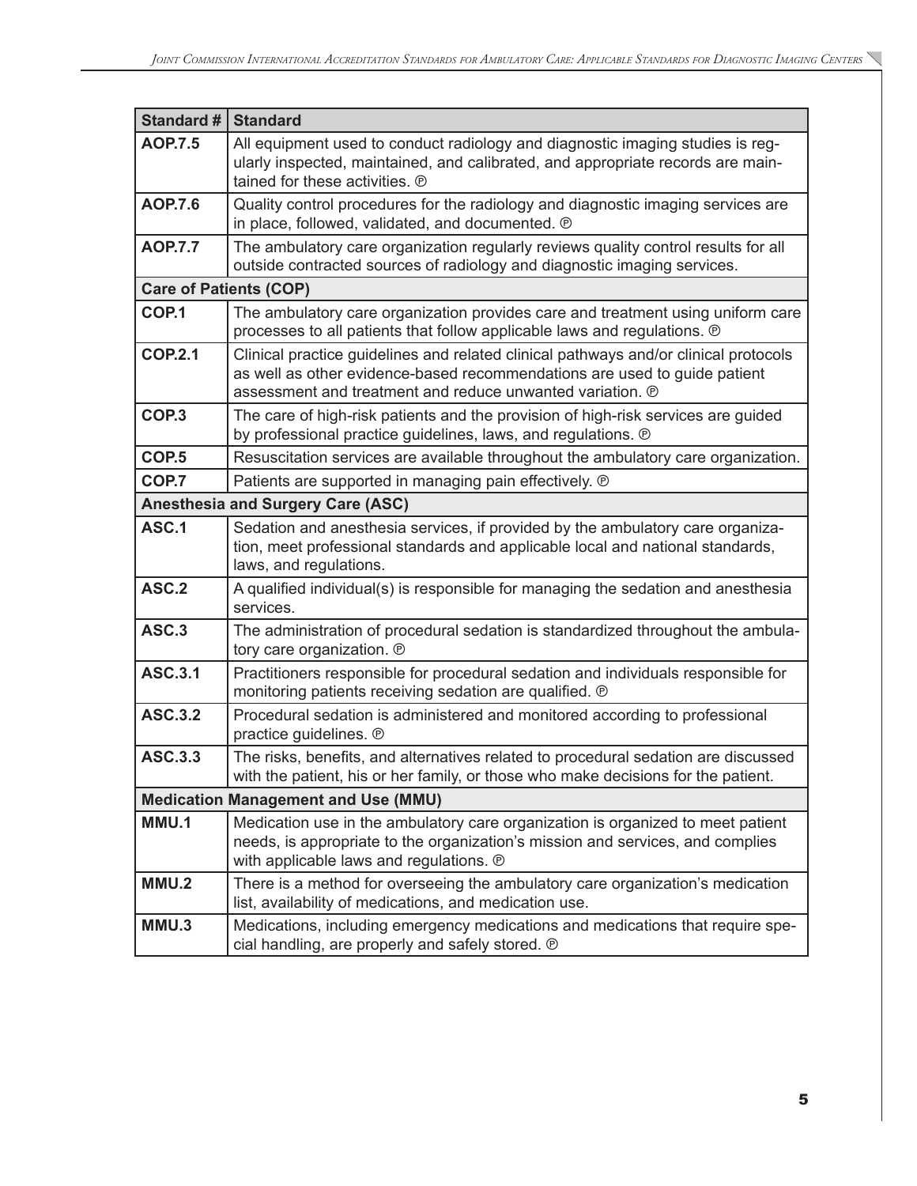| Standard # | Standard |
|---|---|
| **AOP.7.5** | All equipment used to conduct radiology and diagnostic imaging studies is regularly inspected, maintained, and calibrated, and appropriate records are maintained for these activities. ℗ |
| **AOP.7.6** | Quality control procedures for the radiology and diagnostic imaging services are in place, followed, validated, and documented. ℗ |
| **AOP.7.7** | The ambulatory care organization regularly reviews quality control results for all outside contracted sources of radiology and diagnostic imaging services. |
| **Care of Patients (COP)** | |
| **COP.1** | The ambulatory care organization provides care and treatment using uniform care processes to all patients that follow applicable laws and regulations. ℗ |
| **COP.2.1** | Clinical practice guidelines and related clinical pathways and/or clinical protocols as well as other evidence-based recommendations are used to guide patient assessment and treatment and reduce unwanted variation. ℗ |
| **COP.3** | The care of high-risk patients and the provision of high-risk services are guided by professional practice guidelines, laws, and regulations. ℗ |
| **COP.5** | Resuscitation services are available throughout the ambulatory care organization. |
| **COP.7** | Patients are supported in managing pain effectively. ℗ |
| **Anesthesia and Surgery Care (ASC)** | |
| **ASC.1** | Sedation and anesthesia services, if provided by the ambulatory care organization, meet professional standards and applicable local and national standards, laws, and regulations. |
| **ASC.2** | A qualified individual(s) is responsible for managing the sedation and anesthesia services. |
| **ASC.3** | The administration of procedural sedation is standardized throughout the ambulatory care organization. ℗ |
| **ASC.3.1** | Practitioners responsible for procedural sedation and individuals responsible for monitoring patients receiving sedation are qualified. ℗ |
| **ASC.3.2** | Procedural sedation is administered and monitored according to professional practice guidelines. ℗ |
| **ASC.3.3** | The risks, benefits, and alternatives related to procedural sedation are discussed with the patient, his or her family, or those who make decisions for the patient. |
| **Medication Management and Use (MMU)** | |
| **MMU.1** | Medication use in the ambulatory care organization is organized to meet patient needs, is appropriate to the organization's mission and services, and complies with applicable laws and regulations. ℗ |
| **MMU.2** | There is a method for overseeing the ambulatory care organization's medication list, availability of medications, and medication use. |
| **MMU.3** | Medications, including emergency medications and medications that require special handling, are properly and safely stored. ℗ |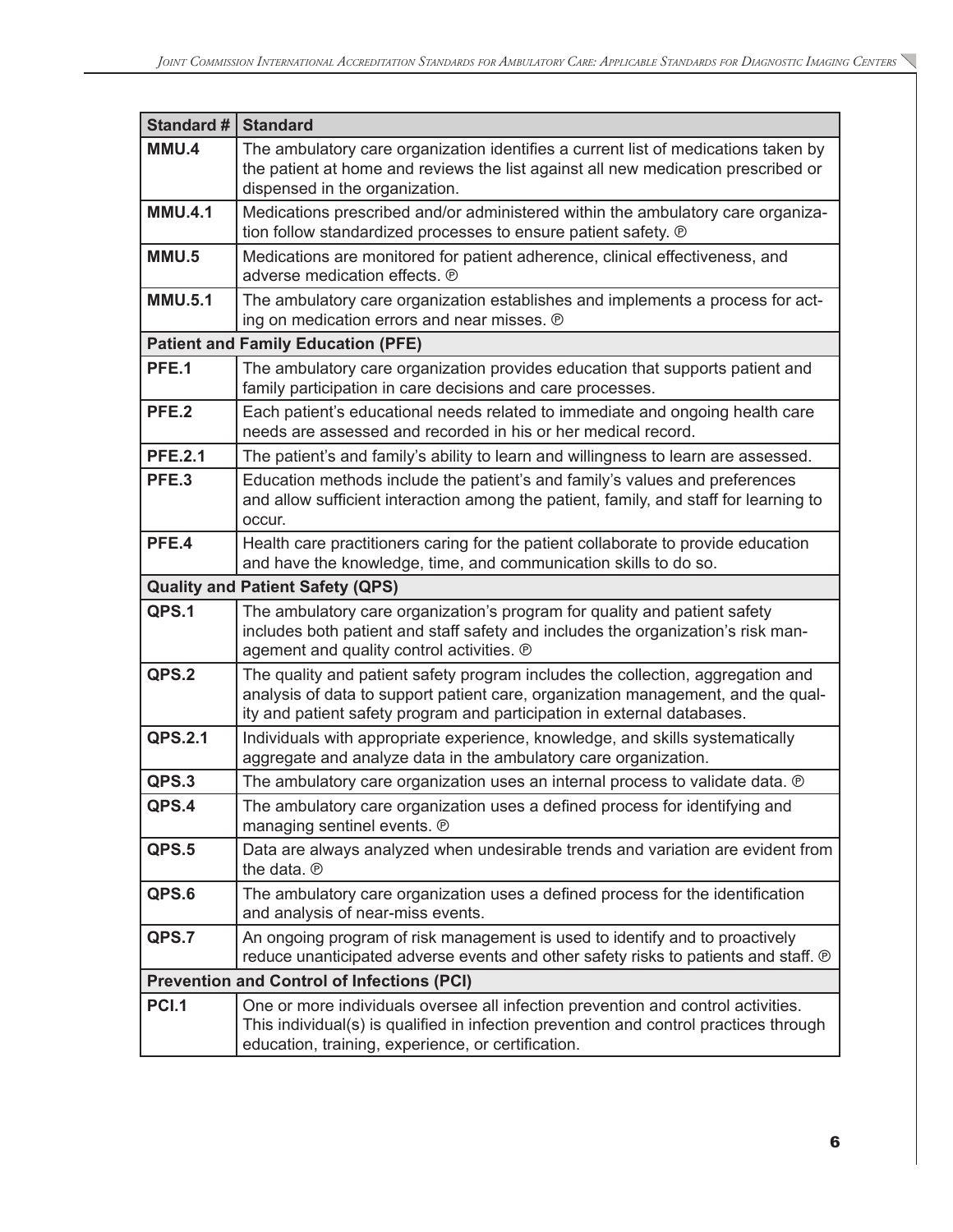| Standard # | Standard |
|---|---|
| **MMU.4** | The ambulatory care organization identifies a current list of medications taken by the patient at home and reviews the list against all new medication prescribed or dispensed in the organization. |
| **MMU.4.1** | Medications prescribed and/or administered within the ambulatory care organization follow standardized processes to ensure patient safety. ℗ |
| **MMU.5** | Medications are monitored for patient adherence, clinical effectiveness, and adverse medication effects. ℗ |
| **MMU.5.1** | The ambulatory care organization establishes and implements a process for acting on medication errors and near misses. ℗ |
| **Patient and Family Education (PFE)** | |
| **PFE.1** | The ambulatory care organization provides education that supports patient and family participation in care decisions and care processes. |
| **PFE.2** | Each patient's educational needs related to immediate and ongoing health care needs are assessed and recorded in his or her medical record. |
| **PFE.2.1** | The patient's and family's ability to learn and willingness to learn are assessed. |
| **PFE.3** | Education methods include the patient's and family's values and preferences and allow sufficient interaction among the patient, family, and staff for learning to occur. |
| **PFE.4** | Health care practitioners caring for the patient collaborate to provide education and have the knowledge, time, and communication skills to do so. |
| **Quality and Patient Safety (QPS)** | |
| **QPS.1** | The ambulatory care organization's program for quality and patient safety includes both patient and staff safety and includes the organization's risk management and quality control activities. ℗ |
| **QPS.2** | The quality and patient safety program includes the collection, aggregation and analysis of data to support patient care, organization management, and the quality and patient safety program and participation in external databases. |
| **QPS.2.1** | Individuals with appropriate experience, knowledge, and skills systematically aggregate and analyze data in the ambulatory care organization. |
| **QPS.3** | The ambulatory care organization uses an internal process to validate data. ℗ |
| **QPS.4** | The ambulatory care organization uses a defined process for identifying and managing sentinel events. ℗ |
| **QPS.5** | Data are always analyzed when undesirable trends and variation are evident from the data. ℗ |
| **QPS.6** | The ambulatory care organization uses a defined process for the identification and analysis of near-miss events. |
| **QPS.7** | An ongoing program of risk management is used to identify and to proactively reduce unanticipated adverse events and other safety risks to patients and staff. ℗ |
| **Prevention and Control of Infections (PCI)** | |
| **PCI.1** | One or more individuals oversee all infection prevention and control activities. This individual(s) is qualified in infection prevention and control practices through education, training, experience, or certification. |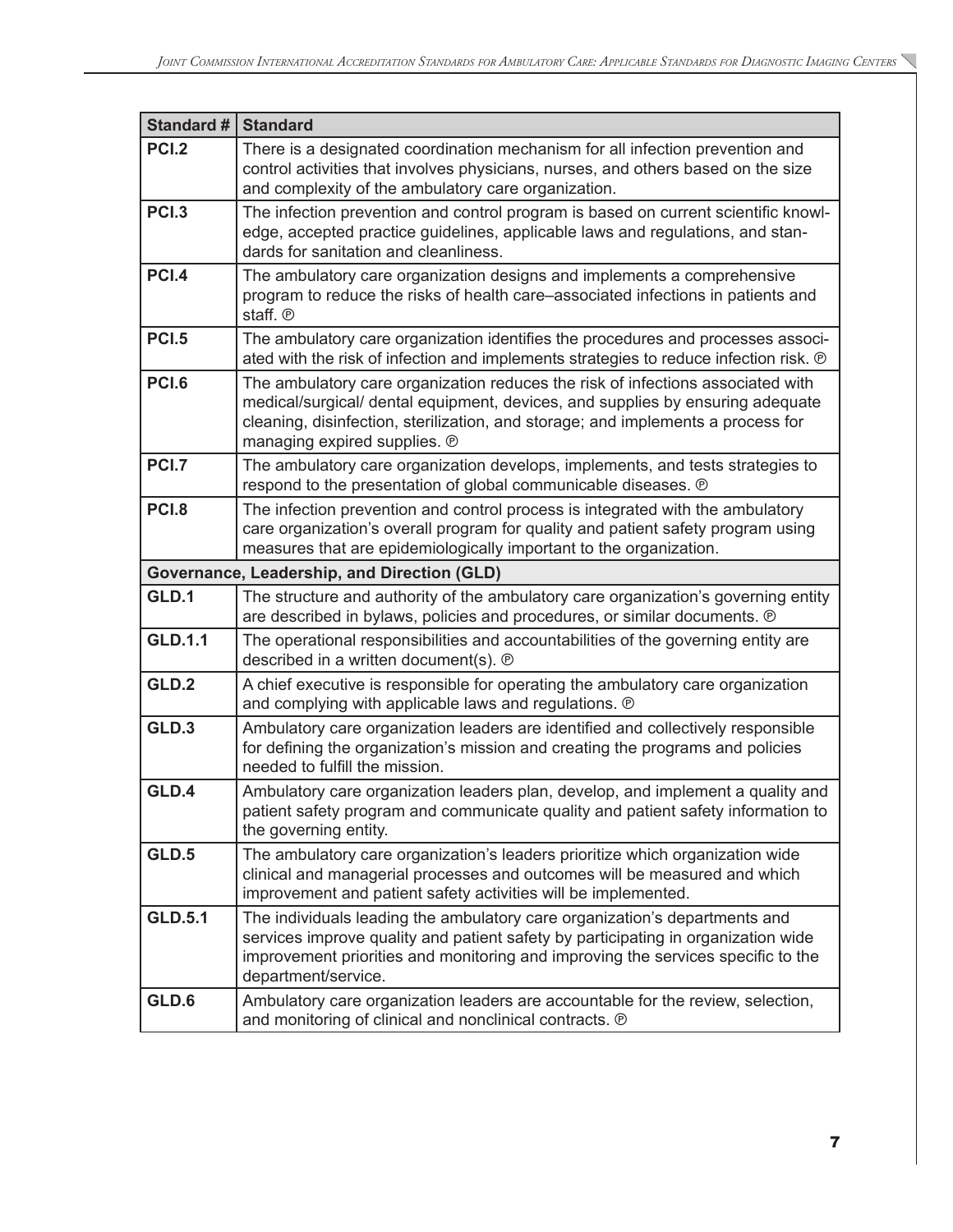| Standard # | Standard |
|---|---|
| **PCI.2** | There is a designated coordination mechanism for all infection prevention and control activities that involves physicians, nurses, and others based on the size and complexity of the ambulatory care organization. |
| **PCI.3** | The infection prevention and control program is based on current scientific knowledge, accepted practice guidelines, applicable laws and regulations, and standards for sanitation and cleanliness. |
| **PCI.4** | The ambulatory care organization designs and implements a comprehensive program to reduce the risks of health care–associated infections in patients and staff. ℗ |
| **PCI.5** | The ambulatory care organization identifies the procedures and processes associated with the risk of infection and implements strategies to reduce infection risk. ℗ |
| **PCI.6** | The ambulatory care organization reduces the risk of infections associated with medical/surgical/ dental equipment, devices, and supplies by ensuring adequate cleaning, disinfection, sterilization, and storage; and implements a process for managing expired supplies. ℗ |
| **PCI.7** | The ambulatory care organization develops, implements, and tests strategies to respond to the presentation of global communicable diseases. ℗ |
| **PCI.8** | The infection prevention and control process is integrated with the ambulatory care organization's overall program for quality and patient safety program using measures that are epidemiologically important to the organization. |
| **Governance, Leadership, and Direction (GLD)** | |
| **GLD.1** | The structure and authority of the ambulatory care organization's governing entity are described in bylaws, policies and procedures, or similar documents. ℗ |
| **GLD.1.1** | The operational responsibilities and accountabilities of the governing entity are described in a written document(s). ℗ |
| **GLD.2** | A chief executive is responsible for operating the ambulatory care organization and complying with applicable laws and regulations. ℗ |
| **GLD.3** | Ambulatory care organization leaders are identified and collectively responsible for defining the organization's mission and creating the programs and policies needed to fulfill the mission. |
| **GLD.4** | Ambulatory care organization leaders plan, develop, and implement a quality and patient safety program and communicate quality and patient safety information to the governing entity. |
| **GLD.5** | The ambulatory care organization's leaders prioritize which organization wide clinical and managerial processes and outcomes will be measured and which improvement and patient safety activities will be implemented. |
| **GLD.5.1** | The individuals leading the ambulatory care organization's departments and services improve quality and patient safety by participating in organization wide improvement priorities and monitoring and improving the services specific to the department/service. |
| **GLD.6** | Ambulatory care organization leaders are accountable for the review, selection, and monitoring of clinical and nonclinical contracts. ℗ |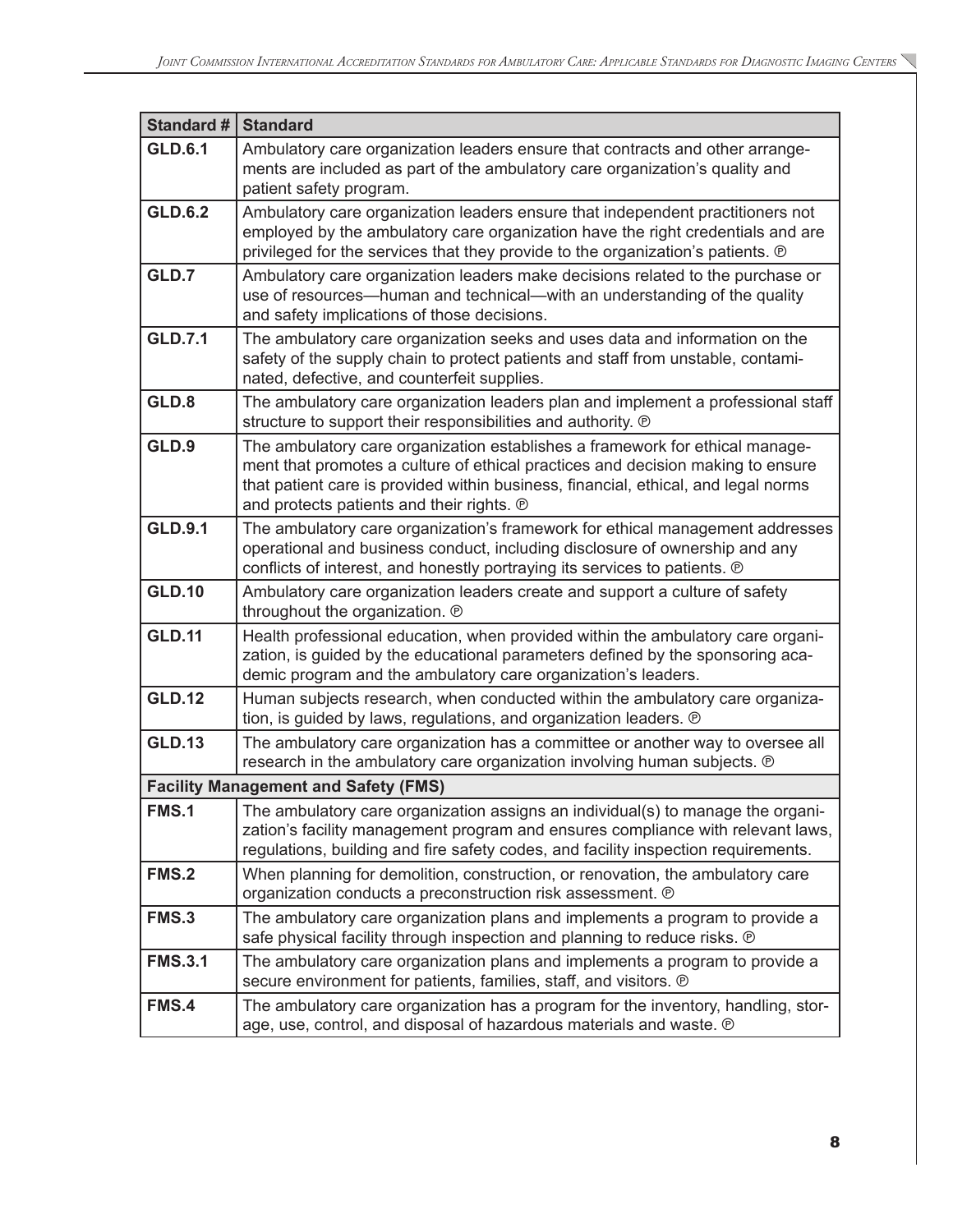| Standard # | Standard |
|---|---|
| **GLD.6.1** | Ambulatory care organization leaders ensure that contracts and other arrangements are included as part of the ambulatory care organization's quality and patient safety program. |
| **GLD.6.2** | Ambulatory care organization leaders ensure that independent practitioners not employed by the ambulatory care organization have the right credentials and are privileged for the services that they provide to the organization's patients. ℗ |
| **GLD.7** | Ambulatory care organization leaders make decisions related to the purchase or use of resources—human and technical—with an understanding of the quality and safety implications of those decisions. |
| **GLD.7.1** | The ambulatory care organization seeks and uses data and information on the safety of the supply chain to protect patients and staff from unstable, contaminated, defective, and counterfeit supplies. |
| **GLD.8** | The ambulatory care organization leaders plan and implement a professional staff structure to support their responsibilities and authority. ℗ |
| **GLD.9** | The ambulatory care organization establishes a framework for ethical management that promotes a culture of ethical practices and decision making to ensure that patient care is provided within business, financial, ethical, and legal norms and protects patients and their rights. ℗ |
| **GLD.9.1** | The ambulatory care organization's framework for ethical management addresses operational and business conduct, including disclosure of ownership and any conflicts of interest, and honestly portraying its services to patients. ℗ |
| **GLD.10** | Ambulatory care organization leaders create and support a culture of safety throughout the organization. ℗ |
| **GLD.11** | Health professional education, when provided within the ambulatory care organization, is guided by the educational parameters defined by the sponsoring academic program and the ambulatory care organization's leaders. |
| **GLD.12** | Human subjects research, when conducted within the ambulatory care organization, is guided by laws, regulations, and organization leaders. ℗ |
| **GLD.13** | The ambulatory care organization has a committee or another way to oversee all research in the ambulatory care organization involving human subjects. ℗ |
| **Facility Management and Safety (FMS)** | |
| **FMS.1** | The ambulatory care organization assigns an individual(s) to manage the organization's facility management program and ensures compliance with relevant laws, regulations, building and fire safety codes, and facility inspection requirements. |
| **FMS.2** | When planning for demolition, construction, or renovation, the ambulatory care organization conducts a preconstruction risk assessment. ℗ |
| **FMS.3** | The ambulatory care organization plans and implements a program to provide a safe physical facility through inspection and planning to reduce risks. ℗ |
| **FMS.3.1** | The ambulatory care organization plans and implements a program to provide a secure environment for patients, families, staff, and visitors. ℗ |
| **FMS.4** | The ambulatory care organization has a program for the inventory, handling, storage, use, control, and disposal of hazardous materials and waste. ℗ |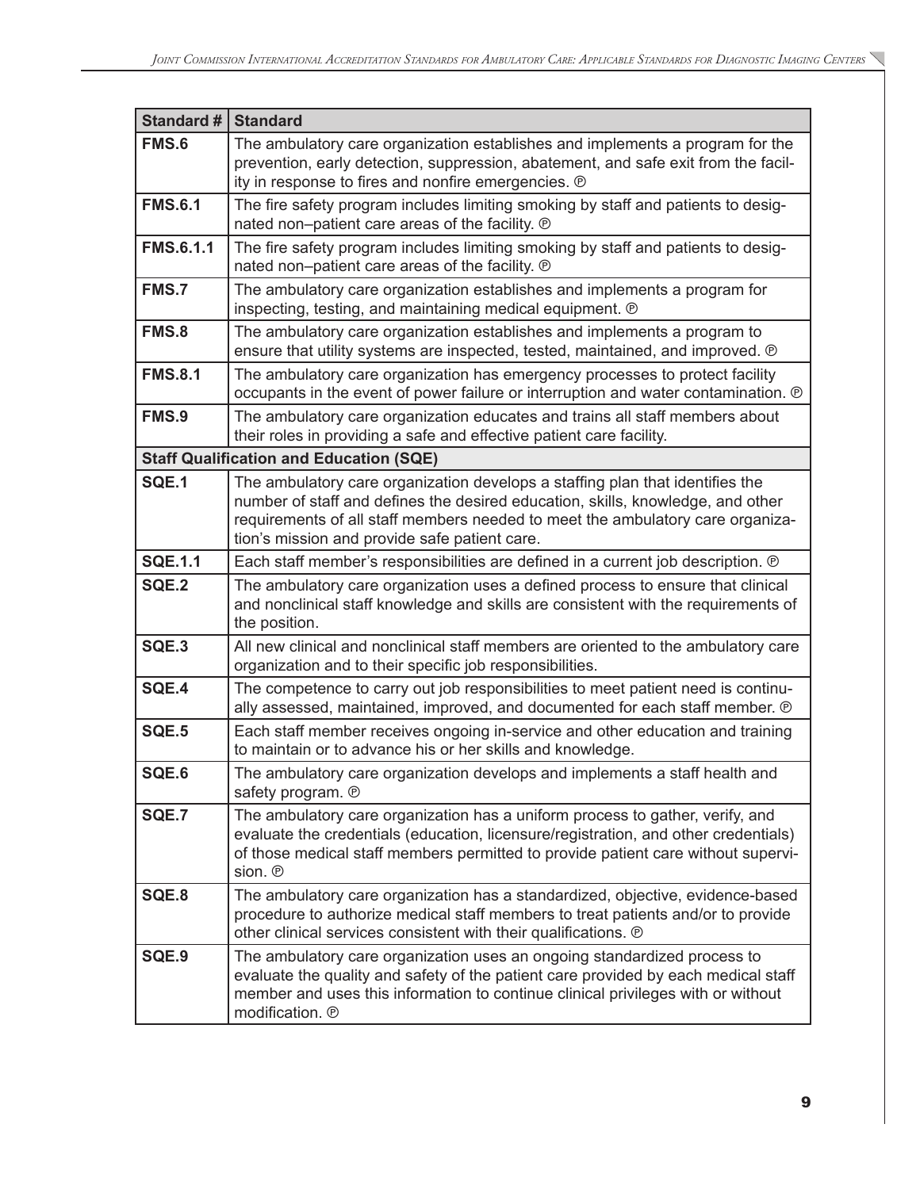| Standard # | Standard |
|---|---|
| **FMS.6** | The ambulatory care organization establishes and implements a program for the prevention, early detection, suppression, abatement, and safe exit from the facility in response to fires and nonfire emergencies. ℗ |
| **FMS.6.1** | The fire safety program includes limiting smoking by staff and patients to designated non–patient care areas of the facility. ℗ |
| **FMS.6.1.1** | The fire safety program includes limiting smoking by staff and patients to designated non–patient care areas of the facility. ℗ |
| **FMS.7** | The ambulatory care organization establishes and implements a program for inspecting, testing, and maintaining medical equipment. ℗ |
| **FMS.8** | The ambulatory care organization establishes and implements a program to ensure that utility systems are inspected, tested, maintained, and improved. ℗ |
| **FMS.8.1** | The ambulatory care organization has emergency processes to protect facility occupants in the event of power failure or interruption and water contamination. ℗ |
| **FMS.9** | The ambulatory care organization educates and trains all staff members about their roles in providing a safe and effective patient care facility. |
| **Staff Qualification and Education (SQE)** | |
| **SQE.1** | The ambulatory care organization develops a staffing plan that identifies the number of staff and defines the desired education, skills, knowledge, and other requirements of all staff members needed to meet the ambulatory care organization's mission and provide safe patient care. |
| **SQE.1.1** | Each staff member's responsibilities are defined in a current job description. ℗ |
| **SQE.2** | The ambulatory care organization uses a defined process to ensure that clinical and nonclinical staff knowledge and skills are consistent with the requirements of the position. |
| **SQE.3** | All new clinical and nonclinical staff members are oriented to the ambulatory care organization and to their specific job responsibilities. |
| **SQE.4** | The competence to carry out job responsibilities to meet patient need is continually assessed, maintained, improved, and documented for each staff member. ℗ |
| **SQE.5** | Each staff member receives ongoing in-service and other education and training to maintain or to advance his or her skills and knowledge. |
| **SQE.6** | The ambulatory care organization develops and implements a staff health and safety program. ℗ |
| **SQE.7** | The ambulatory care organization has a uniform process to gather, verify, and evaluate the credentials (education, licensure/registration, and other credentials) of those medical staff members permitted to provide patient care without supervision. ℗ |
| **SQE.8** | The ambulatory care organization has a standardized, objective, evidence-based procedure to authorize medical staff members to treat patients and/or to provide other clinical services consistent with their qualifications. ℗ |
| **SQE.9** | The ambulatory care organization uses an ongoing standardized process to evaluate the quality and safety of the patient care provided by each medical staff member and uses this information to continue clinical privileges with or without modification. ℗ |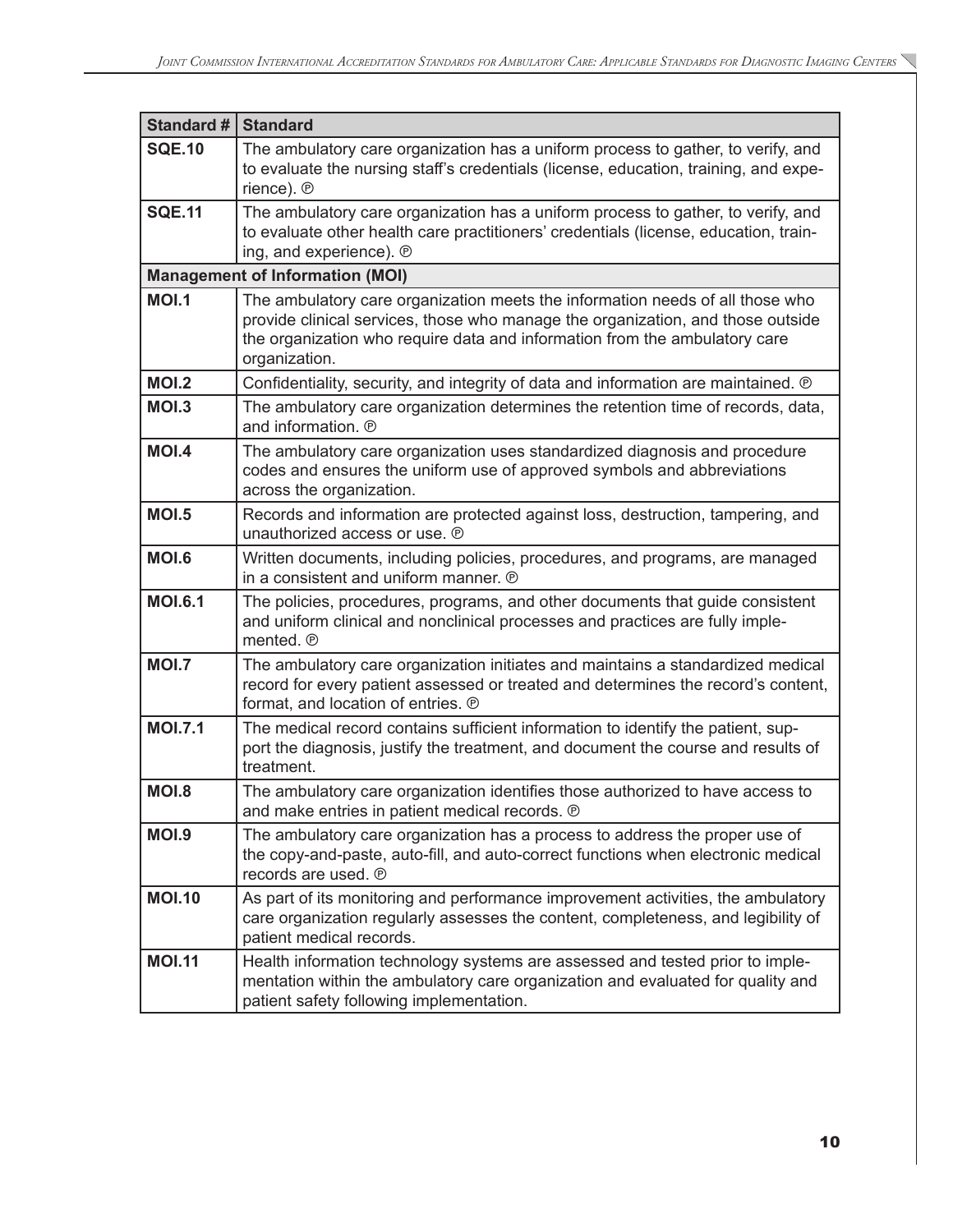| Standard # | Standard |
|---|---|
| **SQE.10** | The ambulatory care organization has a uniform process to gather, to verify, and to evaluate the nursing staff's credentials (license, education, training, and experience). ℗ |
| **SQE.11** | The ambulatory care organization has a uniform process to gather, to verify, and to evaluate other health care practitioners' credentials (license, education, training, and experience). ℗ |
| **Management of Information (MOI)** | |
| **MOI.1** | The ambulatory care organization meets the information needs of all those who provide clinical services, those who manage the organization, and those outside the organization who require data and information from the ambulatory care organization. |
| **MOI.2** | Confidentiality, security, and integrity of data and information are maintained. ℗ |
| **MOI.3** | The ambulatory care organization determines the retention time of records, data, and information. ℗ |
| **MOI.4** | The ambulatory care organization uses standardized diagnosis and procedure codes and ensures the uniform use of approved symbols and abbreviations across the organization. |
| **MOI.5** | Records and information are protected against loss, destruction, tampering, and unauthorized access or use. ℗ |
| **MOI.6** | Written documents, including policies, procedures, and programs, are managed in a consistent and uniform manner. ℗ |
| **MOI.6.1** | The policies, procedures, programs, and other documents that guide consistent and uniform clinical and nonclinical processes and practices are fully implemented. ℗ |
| **MOI.7** | The ambulatory care organization initiates and maintains a standardized medical record for every patient assessed or treated and determines the record's content, format, and location of entries. ℗ |
| **MOI.7.1** | The medical record contains sufficient information to identify the patient, support the diagnosis, justify the treatment, and document the course and results of treatment. |
| **MOI.8** | The ambulatory care organization identifies those authorized to have access to and make entries in patient medical records. ℗ |
| **MOI.9** | The ambulatory care organization has a process to address the proper use of the copy-and-paste, auto-fill, and auto-correct functions when electronic medical records are used. ℗ |
| **MOI.10** | As part of its monitoring and performance improvement activities, the ambulatory care organization regularly assesses the content, completeness, and legibility of patient medical records. |
| **MOI.11** | Health information technology systems are assessed and tested prior to implementation within the ambulatory care organization and evaluated for quality and patient safety following implementation. |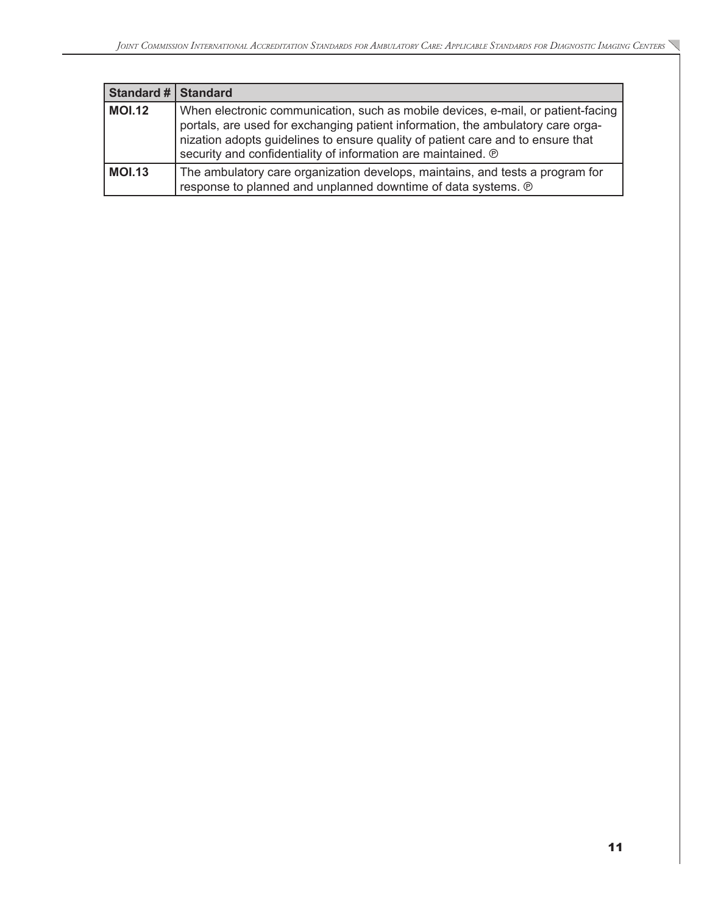| Standard # | Standard |
|---|---|
| **MOI.12** | When electronic communication, such as mobile devices, e-mail, or patient-facing portals, are used for exchanging patient information, the ambulatory care organization adopts guidelines to ensure quality of patient care and to ensure that security and confidentiality of information are maintained. ℗ |
| **MOI.13** | The ambulatory care organization develops, maintains, and tests a program for response to planned and unplanned downtime of data systems. ℗ |